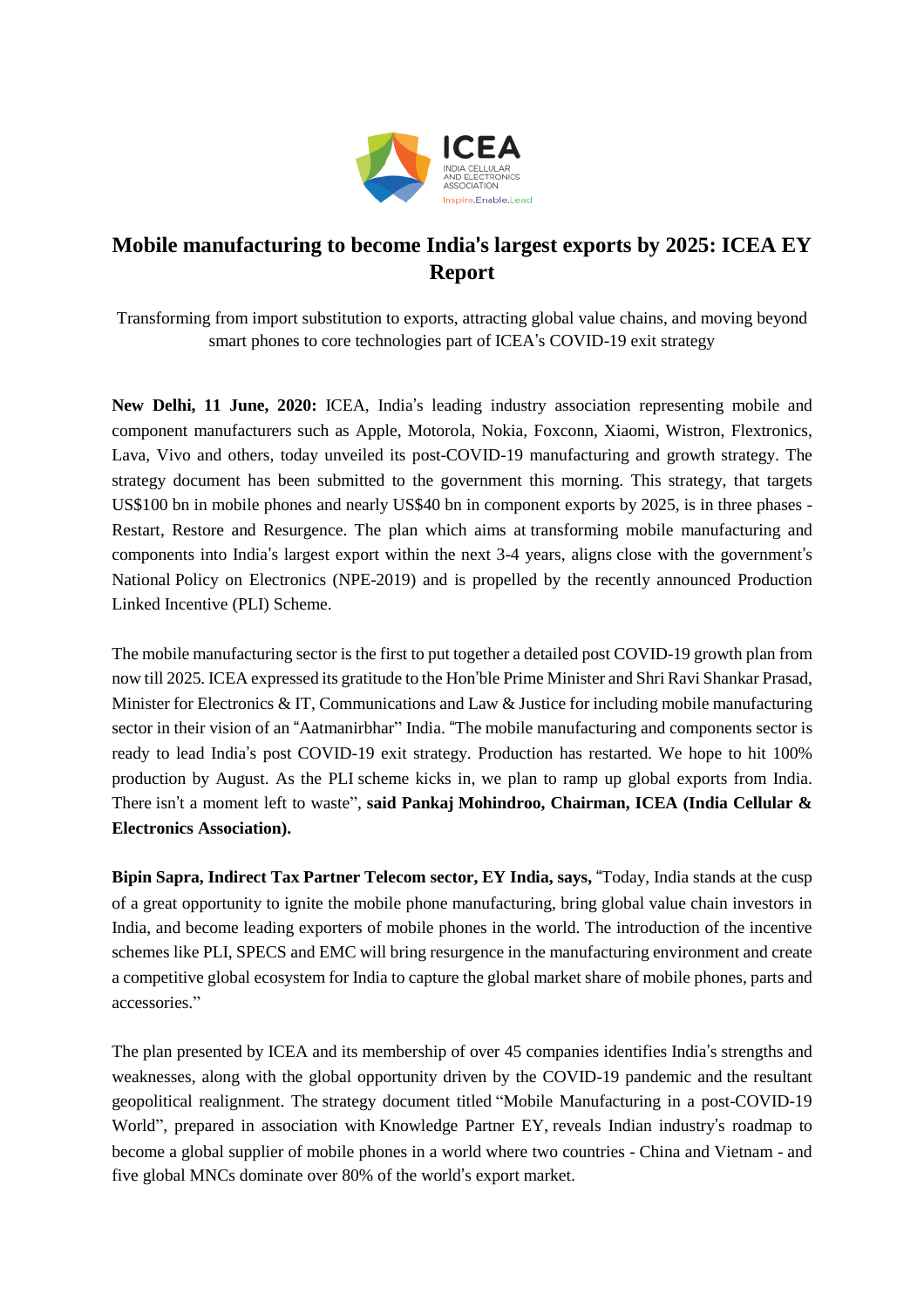ICEA
INDIA CELLULAR AND ELECTRONICS ASSOCIATION
Inspire.Enable.Lead

# Mobile manufacturing to become India's largest exports by 2025: ICEA EY Report

Transforming from import substitution to exports, attracting global value chains, and moving beyond smart phones to core technologies part of ICEA's COVID-19 exit strategy

**New Delhi, 11 June, 2020:** ICEA, India's leading industry association representing mobile and component manufacturers such as Apple, Motorola, Nokia, Foxconn, Xiaomi, Wistron, Flextronics, Lava, Vivo and others, today unveiled its post-COVID-19 manufacturing and growth strategy. The strategy document has been submitted to the government this morning. This strategy, that targets US$100 bn in mobile phones and nearly US$40 bn in component exports by 2025, is in three phases - Restart, Restore and Resurgence. The plan which aims at transforming mobile manufacturing and components into India's largest export within the next 3-4 years, aligns close with the government's National Policy on Electronics (NPE-2019) and is propelled by the recently announced Production Linked Incentive (PLI) Scheme.

The mobile manufacturing sector is the first to put together a detailed post COVID-19 growth plan from now till 2025. ICEA expressed its gratitude to the Hon'ble Prime Minister and Shri Ravi Shankar Prasad, Minister for Electronics & IT, Communications and Law & Justice for including mobile manufacturing sector in their vision of an "Aatmanirbhar" India. "The mobile manufacturing and components sector is ready to lead India's post COVID-19 exit strategy. Production has restarted. We hope to hit 100% production by August. As the PLI scheme kicks in, we plan to ramp up global exports from India. There isn't a moment left to waste", **said Pankaj Mohindroo, Chairman, ICEA (India Cellular & Electronics Association).**

**Bipin Sapra, Indirect Tax Partner Telecom sector, EY India, says,** "Today, India stands at the cusp of a great opportunity to ignite the mobile phone manufacturing, bring global value chain investors in India, and become leading exporters of mobile phones in the world. The introduction of the incentive schemes like PLI, SPECS and EMC will bring resurgence in the manufacturing environment and create a competitive global ecosystem for India to capture the global market share of mobile phones, parts and accessories."

The plan presented by ICEA and its membership of over 45 companies identifies India's strengths and weaknesses, along with the global opportunity driven by the COVID-19 pandemic and the resultant geopolitical realignment. The strategy document titled "Mobile Manufacturing in a post-COVID-19 World", prepared in association with Knowledge Partner EY, reveals Indian industry's roadmap to become a global supplier of mobile phones in a world where two countries - China and Vietnam - and five global MNCs dominate over 80% of the world's export market.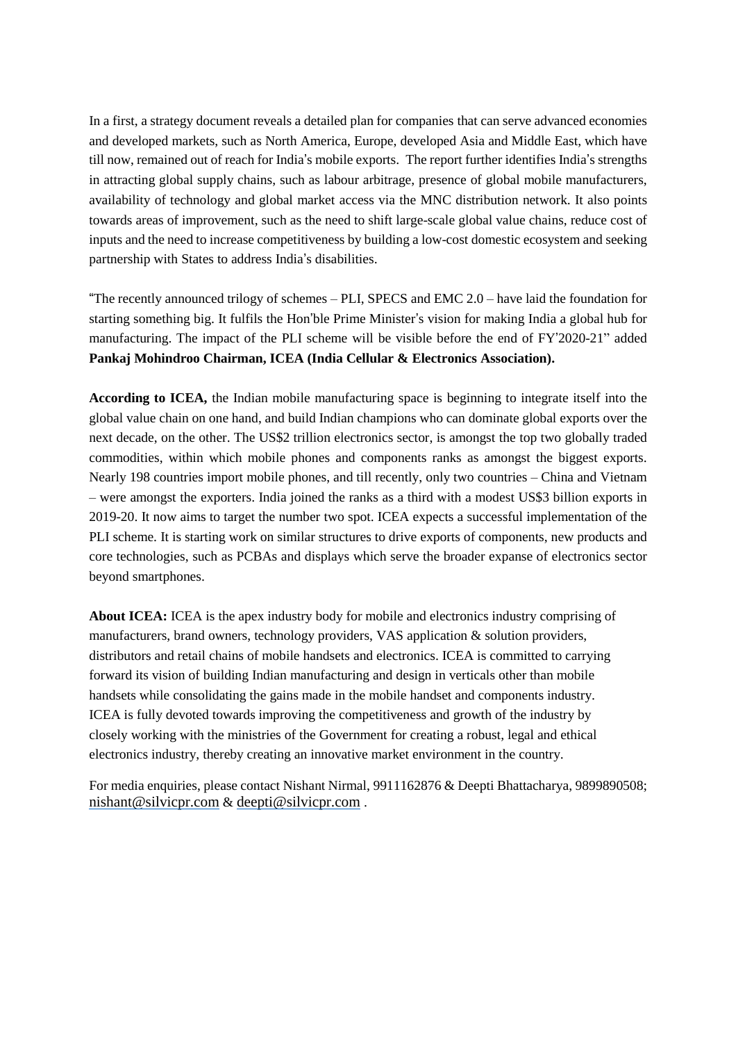In a first, a strategy document reveals a detailed plan for companies that can serve advanced economies and developed markets, such as North America, Europe, developed Asia and Middle East, which have till now, remained out of reach for India's mobile exports. The report further identifies India's strengths in attracting global supply chains, such as labour arbitrage, presence of global mobile manufacturers, availability of technology and global market access via the MNC distribution network. It also points towards areas of improvement, such as the need to shift large-scale global value chains, reduce cost of inputs and the need to increase competitiveness by building a low-cost domestic ecosystem and seeking partnership with States to address India's disabilities.

"The recently announced trilogy of schemes – PLI, SPECS and EMC 2.0 – have laid the foundation for starting something big. It fulfils the Hon'ble Prime Minister's vision for making India a global hub for manufacturing. The impact of the PLI scheme will be visible before the end of FY'2020-21" added **Pankaj Mohindroo Chairman, ICEA (India Cellular & Electronics Association).**

**According to ICEA,** the Indian mobile manufacturing space is beginning to integrate itself into the global value chain on one hand, and build Indian champions who can dominate global exports over the next decade, on the other. The US$2 trillion electronics sector, is amongst the top two globally traded commodities, within which mobile phones and components ranks as amongst the biggest exports. Nearly 198 countries import mobile phones, and till recently, only two countries – China and Vietnam – were amongst the exporters. India joined the ranks as a third with a modest US$3 billion exports in 2019-20. It now aims to target the number two spot. ICEA expects a successful implementation of the PLI scheme. It is starting work on similar structures to drive exports of components, new products and core technologies, such as PCBAs and displays which serve the broader expanse of electronics sector beyond smartphones.

**About ICEA:** ICEA is the apex industry body for mobile and electronics industry comprising of manufacturers, brand owners, technology providers, VAS application & solution providers, distributors and retail chains of mobile handsets and electronics. ICEA is committed to carrying forward its vision of building Indian manufacturing and design in verticals other than mobile handsets while consolidating the gains made in the mobile handset and components industry. ICEA is fully devoted towards improving the competitiveness and growth of the industry by closely working with the ministries of the Government for creating a robust, legal and ethical electronics industry, thereby creating an innovative market environment in the country.

For media enquiries, please contact Nishant Nirmal, 9911162876 & Deepti Bhattacharya, 9899890508; nishant@silvicpr.com & deepti@silvicpr.com .